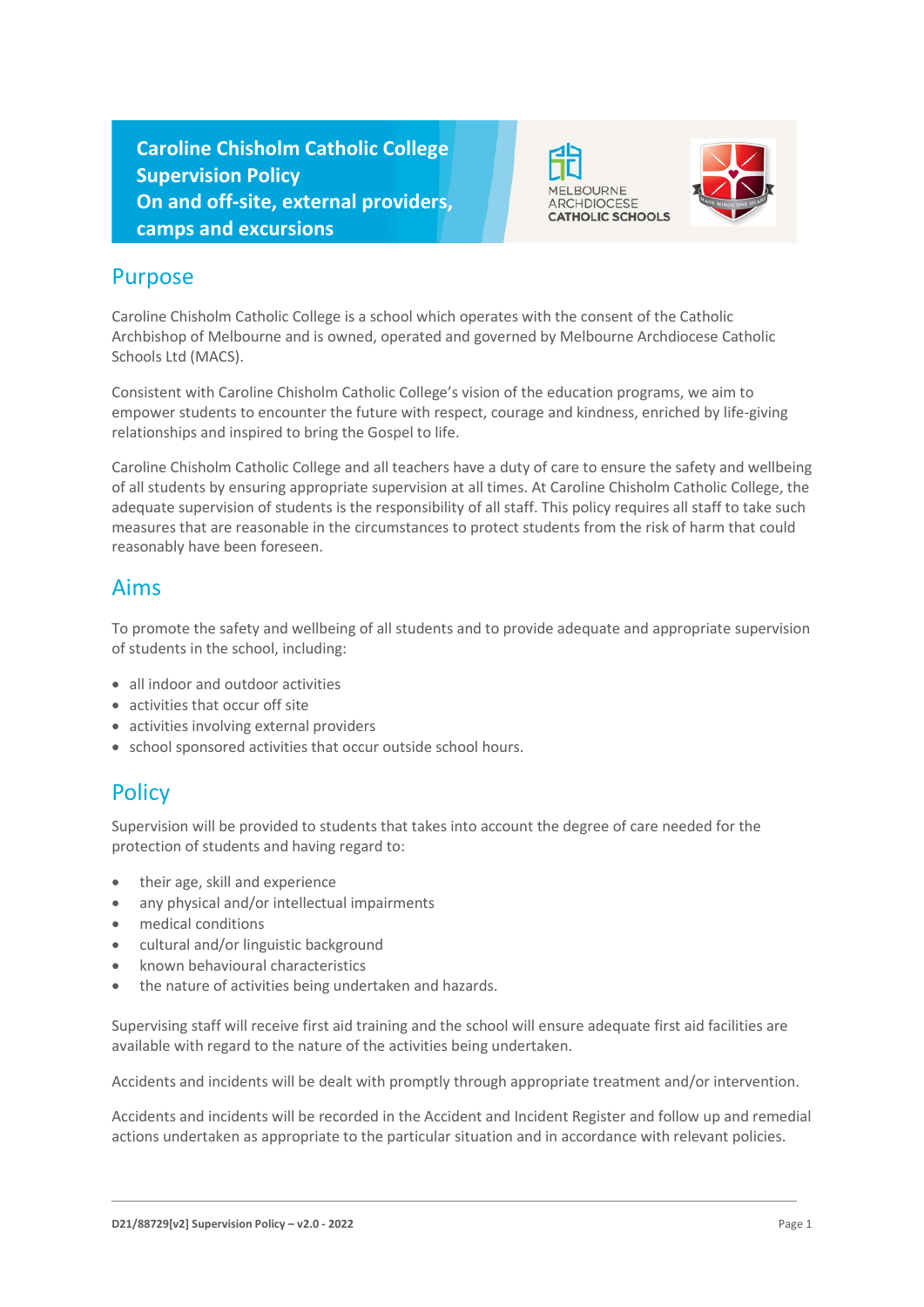# Caroline Chisholm Catholic College Supervision Policy On and off-site, external providers, camps and excursions

MELBOURNE ARCHDIOCESE CATHOLIC SCHOOLS

## Purpose

Caroline Chisholm Catholic College is a school which operates with the consent of the Catholic Archbishop of Melbourne and is owned, operated and governed by Melbourne Archdiocese Catholic Schools Ltd (MACS).

Consistent with Caroline Chisholm Catholic College's vision of the education programs, we aim to empower students to encounter the future with respect, courage and kindness, enriched by life-giving relationships and inspired to bring the Gospel to life.

Caroline Chisholm Catholic College and all teachers have a duty of care to ensure the safety and wellbeing of all students by ensuring appropriate supervision at all times. At Caroline Chisholm Catholic College, the adequate supervision of students is the responsibility of all staff. This policy requires all staff to take such measures that are reasonable in the circumstances to protect students from the risk of harm that could reasonably have been foreseen.

## Aims

To promote the safety and wellbeing of all students and to provide adequate and appropriate supervision of students in the school, including:

- all indoor and outdoor activities
- activities that occur off site
- activities involving external providers
- school sponsored activities that occur outside school hours.

## Policy

Supervision will be provided to students that takes into account the degree of care needed for the protection of students and having regard to:

- their age, skill and experience
- any physical and/or intellectual impairments
- medical conditions
- cultural and/or linguistic background
- known behavioural characteristics
- the nature of activities being undertaken and hazards.

Supervising staff will receive first aid training and the school will ensure adequate first aid facilities are available with regard to the nature of the activities being undertaken.

Accidents and incidents will be dealt with promptly through appropriate treatment and/or intervention.

Accidents and incidents will be recorded in the Accident and Incident Register and follow up and remedial actions undertaken as appropriate to the particular situation and in accordance with relevant policies.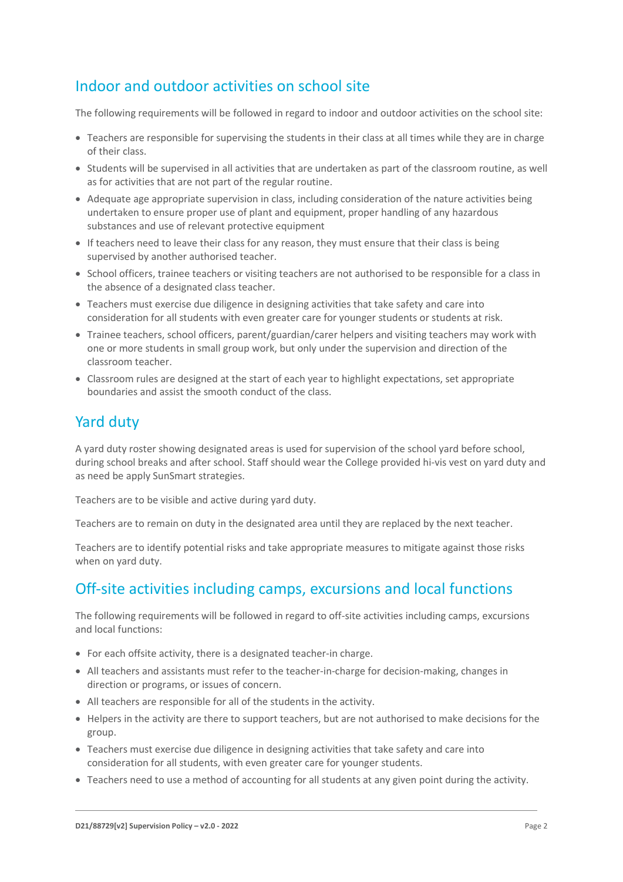## Indoor and outdoor activities on school site

The following requirements will be followed in regard to indoor and outdoor activities on the school site:

- Teachers are responsible for supervising the students in their class at all times while they are in charge of their class.
- Students will be supervised in all activities that are undertaken as part of the classroom routine, as well as for activities that are not part of the regular routine.
- Adequate age appropriate supervision in class, including consideration of the nature activities being undertaken to ensure proper use of plant and equipment, proper handling of any hazardous substances and use of relevant protective equipment
- If teachers need to leave their class for any reason, they must ensure that their class is being supervised by another authorised teacher.
- School officers, trainee teachers or visiting teachers are not authorised to be responsible for a class in the absence of a designated class teacher.
- Teachers must exercise due diligence in designing activities that take safety and care into consideration for all students with even greater care for younger students or students at risk.
- Trainee teachers, school officers, parent/guardian/carer helpers and visiting teachers may work with one or more students in small group work, but only under the supervision and direction of the classroom teacher.
- Classroom rules are designed at the start of each year to highlight expectations, set appropriate boundaries and assist the smooth conduct of the class.

## Yard duty

A yard duty roster showing designated areas is used for supervision of the school yard before school, during school breaks and after school. Staff should wear the College provided hi-vis vest on yard duty and as need be apply SunSmart strategies.

Teachers are to be visible and active during yard duty.

Teachers are to remain on duty in the designated area until they are replaced by the next teacher.

Teachers are to identify potential risks and take appropriate measures to mitigate against those risks when on yard duty.

## Off-site activities including camps, excursions and local functions

The following requirements will be followed in regard to off-site activities including camps, excursions and local functions:

- For each offsite activity, there is a designated teacher-in charge.
- All teachers and assistants must refer to the teacher-in-charge for decision-making, changes in direction or programs, or issues of concern.
- All teachers are responsible for all of the students in the activity.
- Helpers in the activity are there to support teachers, but are not authorised to make decisions for the group.
- Teachers must exercise due diligence in designing activities that take safety and care into consideration for all students, with even greater care for younger students.
- Teachers need to use a method of accounting for all students at any given point during the activity.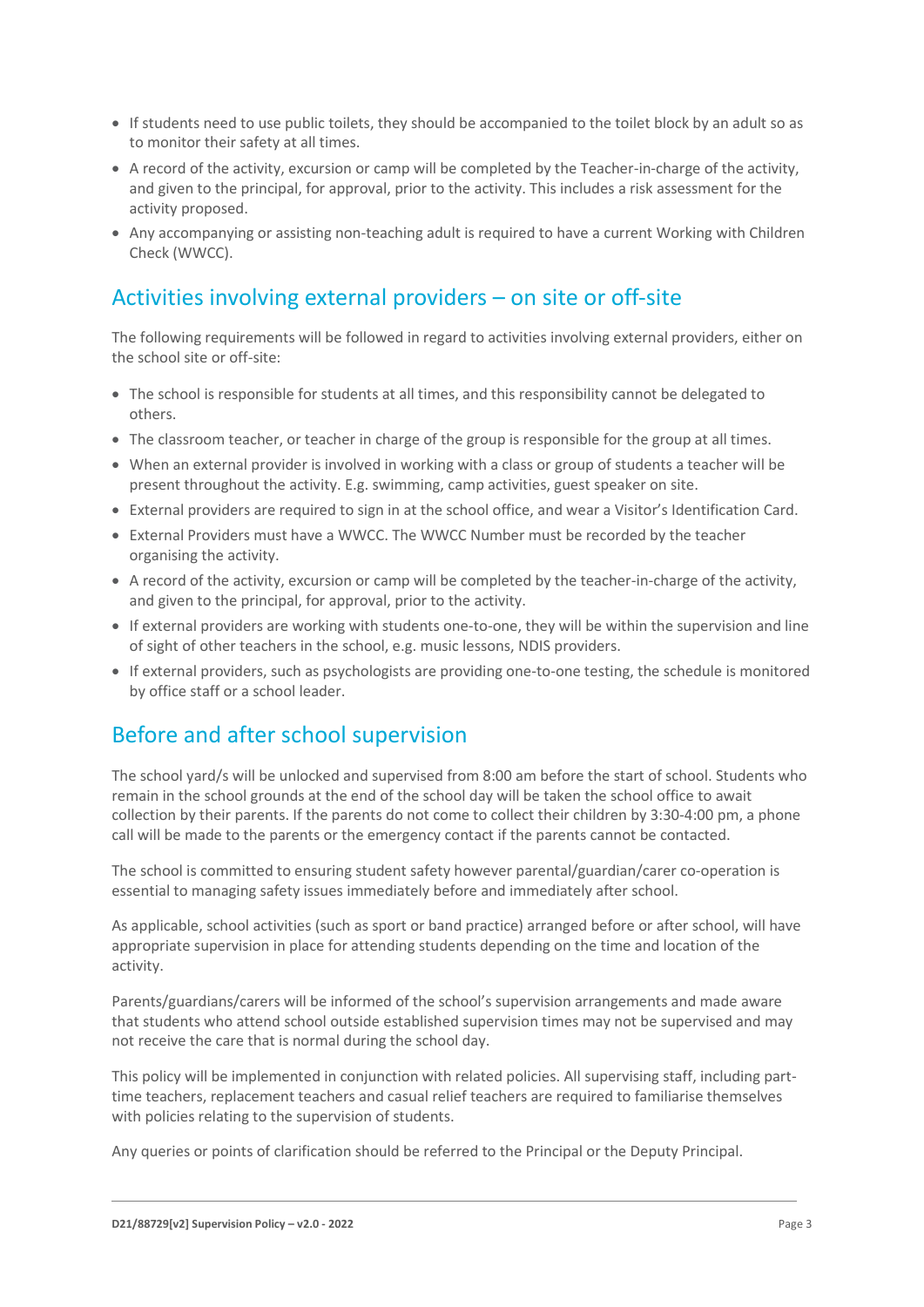- If students need to use public toilets, they should be accompanied to the toilet block by an adult so as to monitor their safety at all times.
- A record of the activity, excursion or camp will be completed by the Teacher-in-charge of the activity, and given to the principal, for approval, prior to the activity. This includes a risk assessment for the activity proposed.
- Any accompanying or assisting non-teaching adult is required to have a current Working with Children Check (WWCC).

## Activities involving external providers – on site or off-site

The following requirements will be followed in regard to activities involving external providers, either on the school site or off-site:

- The school is responsible for students at all times, and this responsibility cannot be delegated to others.
- The classroom teacher, or teacher in charge of the group is responsible for the group at all times.
- When an external provider is involved in working with a class or group of students a teacher will be present throughout the activity. E.g. swimming, camp activities, guest speaker on site.
- External providers are required to sign in at the school office, and wear a Visitor's Identification Card.
- External Providers must have a WWCC. The WWCC Number must be recorded by the teacher organising the activity.
- A record of the activity, excursion or camp will be completed by the teacher-in-charge of the activity, and given to the principal, for approval, prior to the activity.
- If external providers are working with students one-to-one, they will be within the supervision and line of sight of other teachers in the school, e.g. music lessons, NDIS providers.
- If external providers, such as psychologists are providing one-to-one testing, the schedule is monitored by office staff or a school leader.

## Before and after school supervision

The school yard/s will be unlocked and supervised from 8:00 am before the start of school. Students who remain in the school grounds at the end of the school day will be taken the school office to await collection by their parents. If the parents do not come to collect their children by 3:30-4:00 pm, a phone call will be made to the parents or the emergency contact if the parents cannot be contacted.

The school is committed to ensuring student safety however parental/guardian/carer co-operation is essential to managing safety issues immediately before and immediately after school.

As applicable, school activities (such as sport or band practice) arranged before or after school, will have appropriate supervision in place for attending students depending on the time and location of the activity.

Parents/guardians/carers will be informed of the school's supervision arrangements and made aware that students who attend school outside established supervision times may not be supervised and may not receive the care that is normal during the school day.

This policy will be implemented in conjunction with related policies. All supervising staff, including part-time teachers, replacement teachers and casual relief teachers are required to familiarise themselves with policies relating to the supervision of students.

Any queries or points of clarification should be referred to the Principal or the Deputy Principal.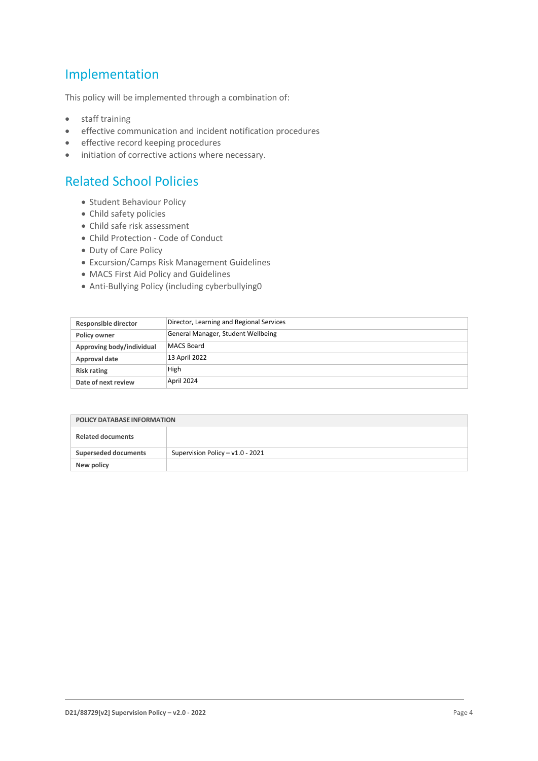## Implementation

This policy will be implemented through a combination of:

- staff training
- effective communication and incident notification procedures
- effective record keeping procedures
- initiation of corrective actions where necessary.

## Related School Policies

- Student Behaviour Policy
- Child safety policies
- Child safe risk assessment
- Child Protection - Code of Conduct
- Duty of Care Policy
- Excursion/Camps Risk Management Guidelines
- MACS First Aid Policy and Guidelines
- Anti-Bullying Policy (including cyberbullying0

| | |
|---|---|
| **Responsible director** | Director, Learning and Regional Services |
| **Policy owner** | General Manager, Student Wellbeing |
| **Approving body/individual** | MACS Board |
| **Approval date** | 13 April 2022 |
| **Risk rating** | High |
| **Date of next review** | April 2024 |

| **POLICY DATABASE INFORMATION** | |
|---|---|
| **Related documents** | |
| **Superseded documents** | Supervision Policy – v1.0 - 2021 |
| **New policy** | |